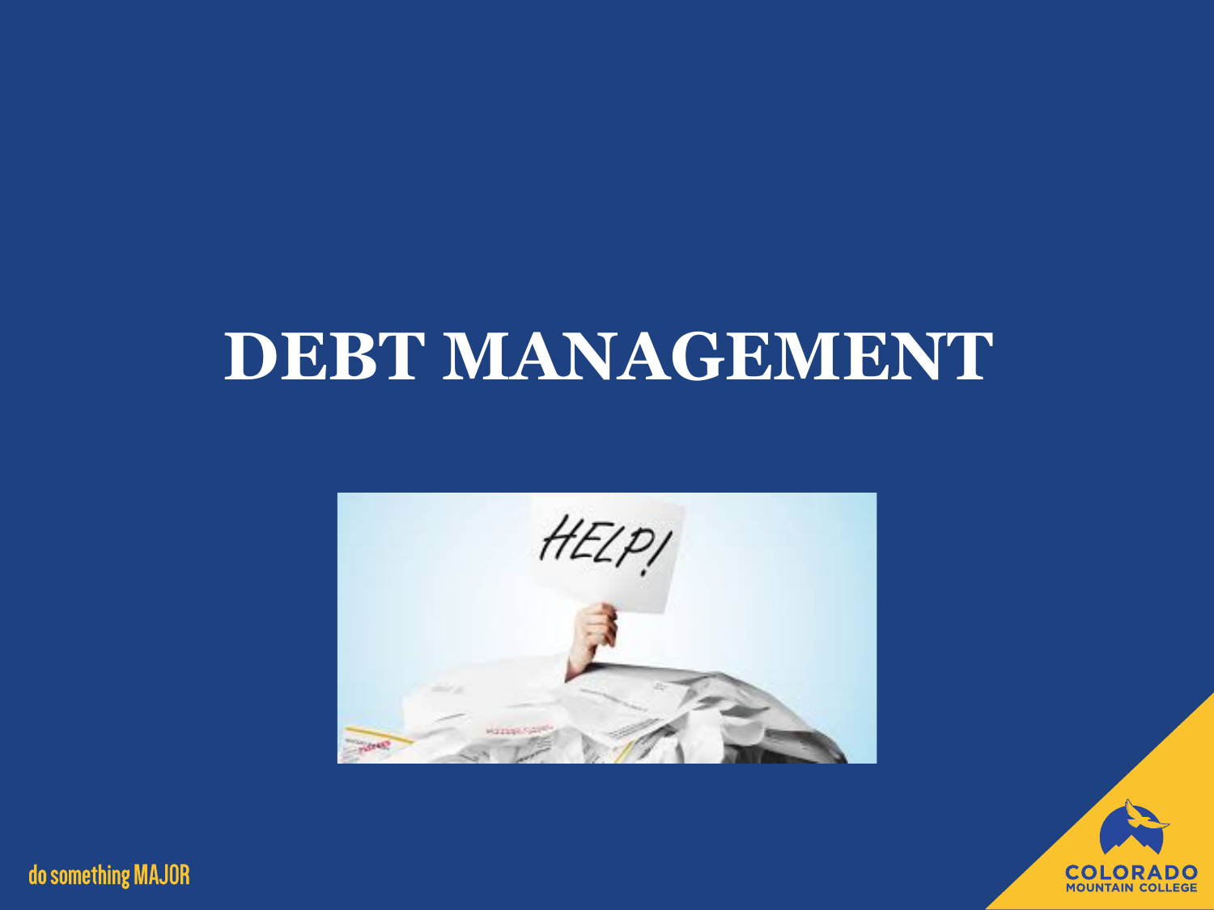# DEBT MANAGEMENT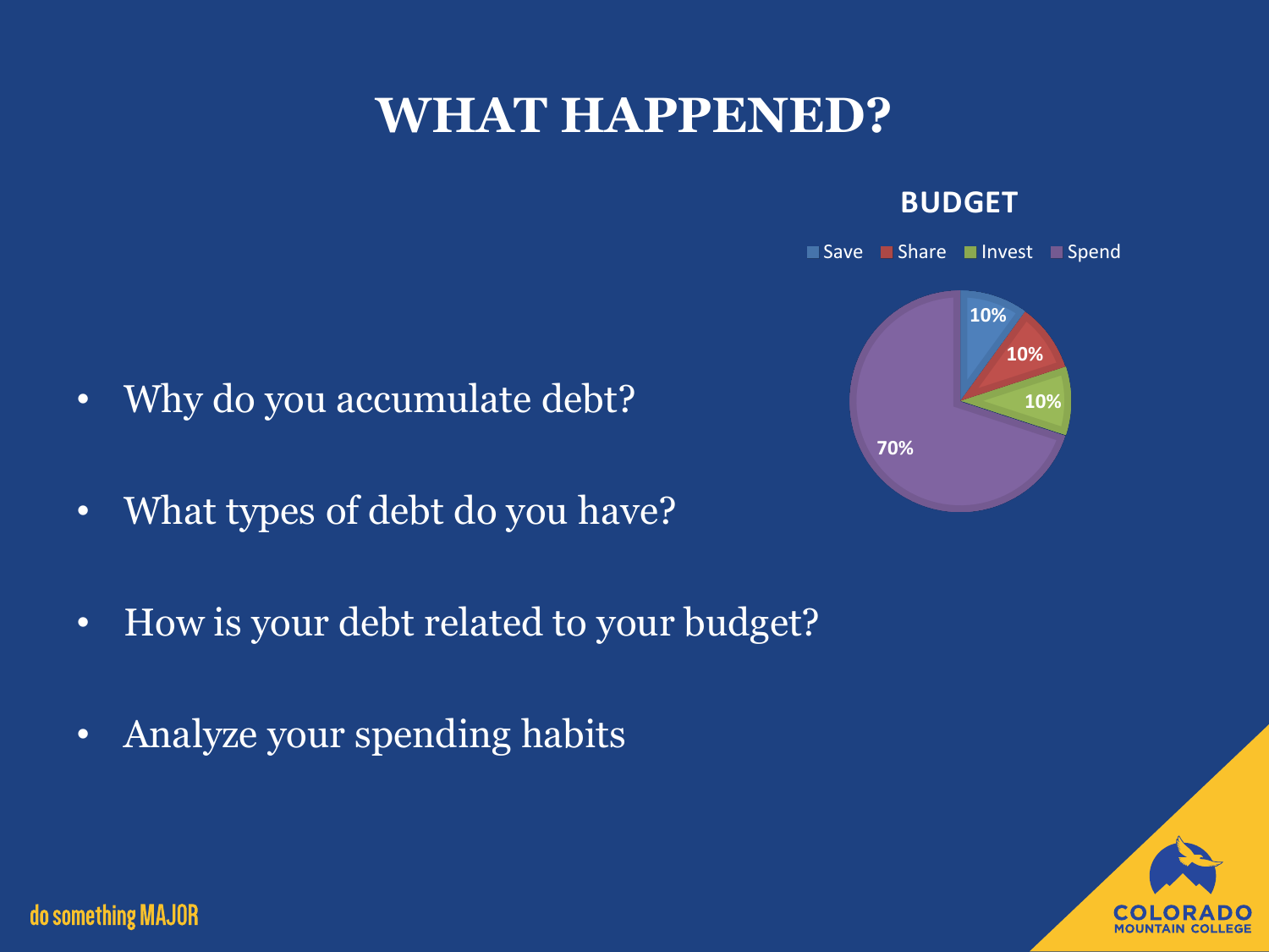# WHAT HAPPENED?

**BUDGET**

| Category | Percentage |
| --- | --- |
| Save | 10% |
| Share | 10% |
| Invest | 10% |
| Spend | 70% |

- Why do you accumulate debt?
- What types of debt do you have?
- How is your debt related to your budget?
- Analyze your spending habits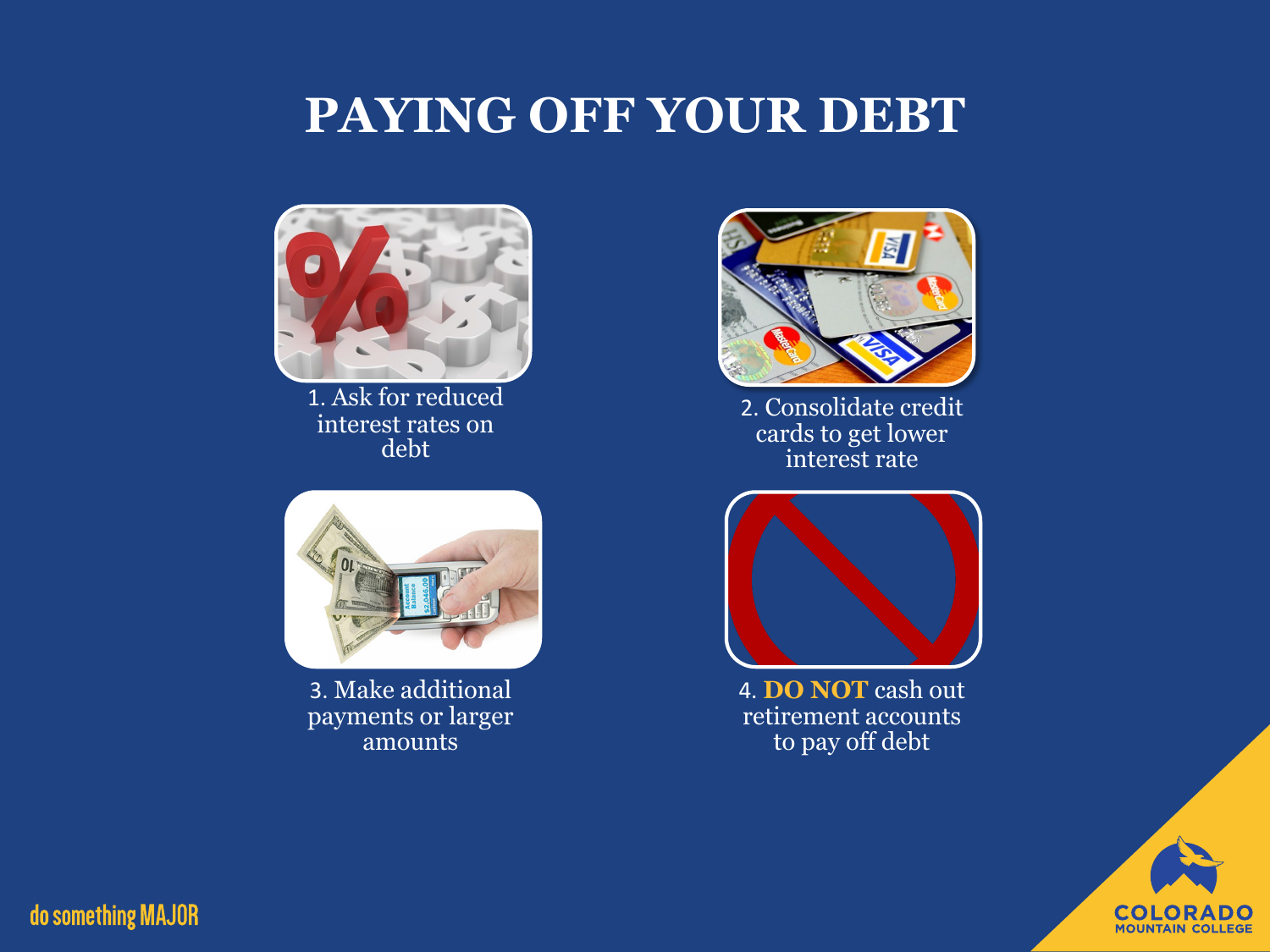# PAYING OFF YOUR DEBT

1. Ask for reduced interest rates on debt
2. Consolidate credit cards to get lower interest rate
3. Make additional payments or larger amounts
4. **DO NOT** cash out retirement accounts to pay off debt

do something MAJOR

COLORADO MOUNTAIN COLLEGE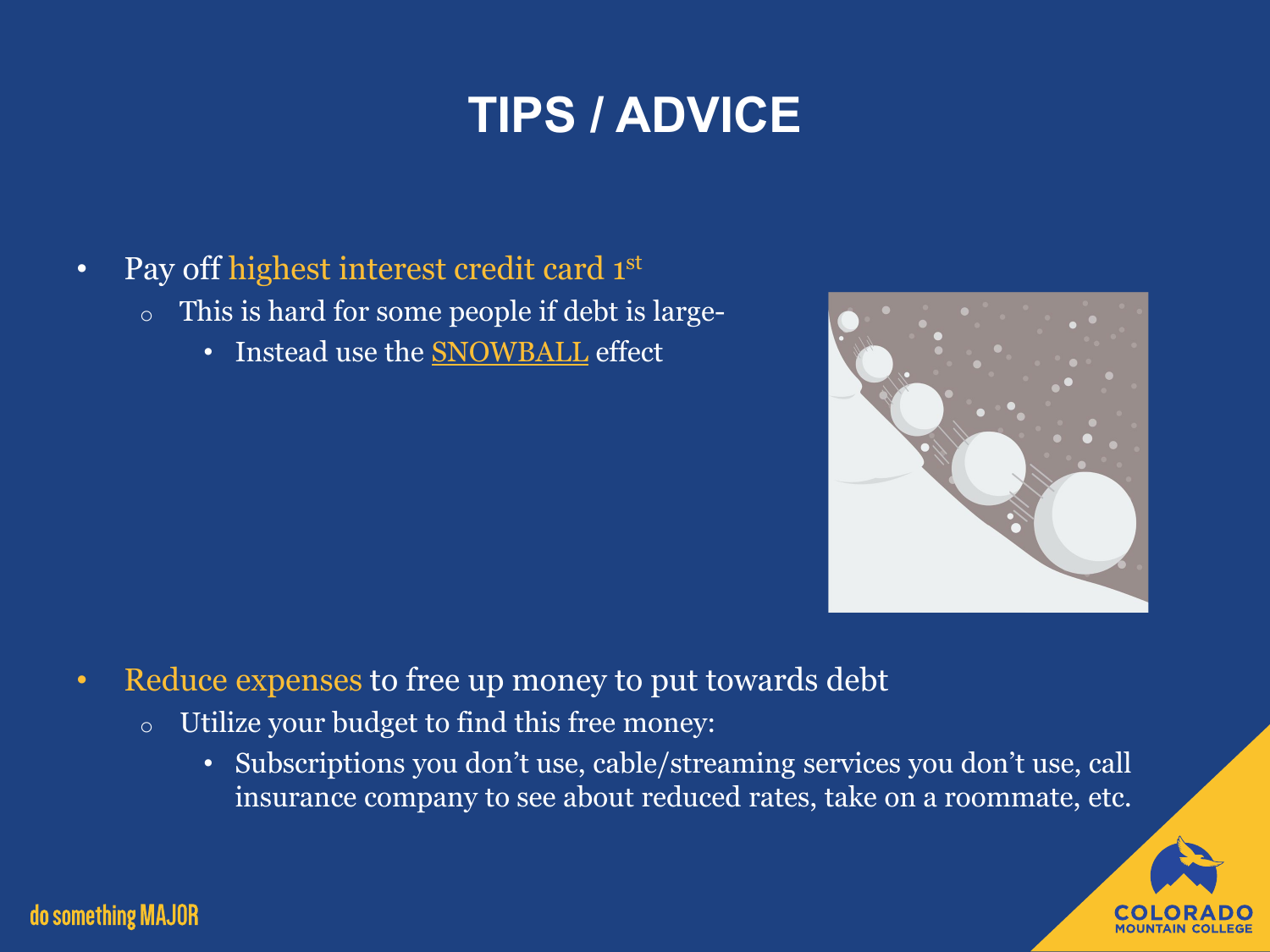# TIPS / ADVICE

- Pay off highest interest credit card 1st
  - This is hard for some people if debt is large-
    - Instead use the SNOWBALL effect

- Reduce expenses to free up money to put towards debt
  - Utilize your budget to find this free money:
    - Subscriptions you don't use, cable/streaming services you don't use, call insurance company to see about reduced rates, take on a roommate, etc.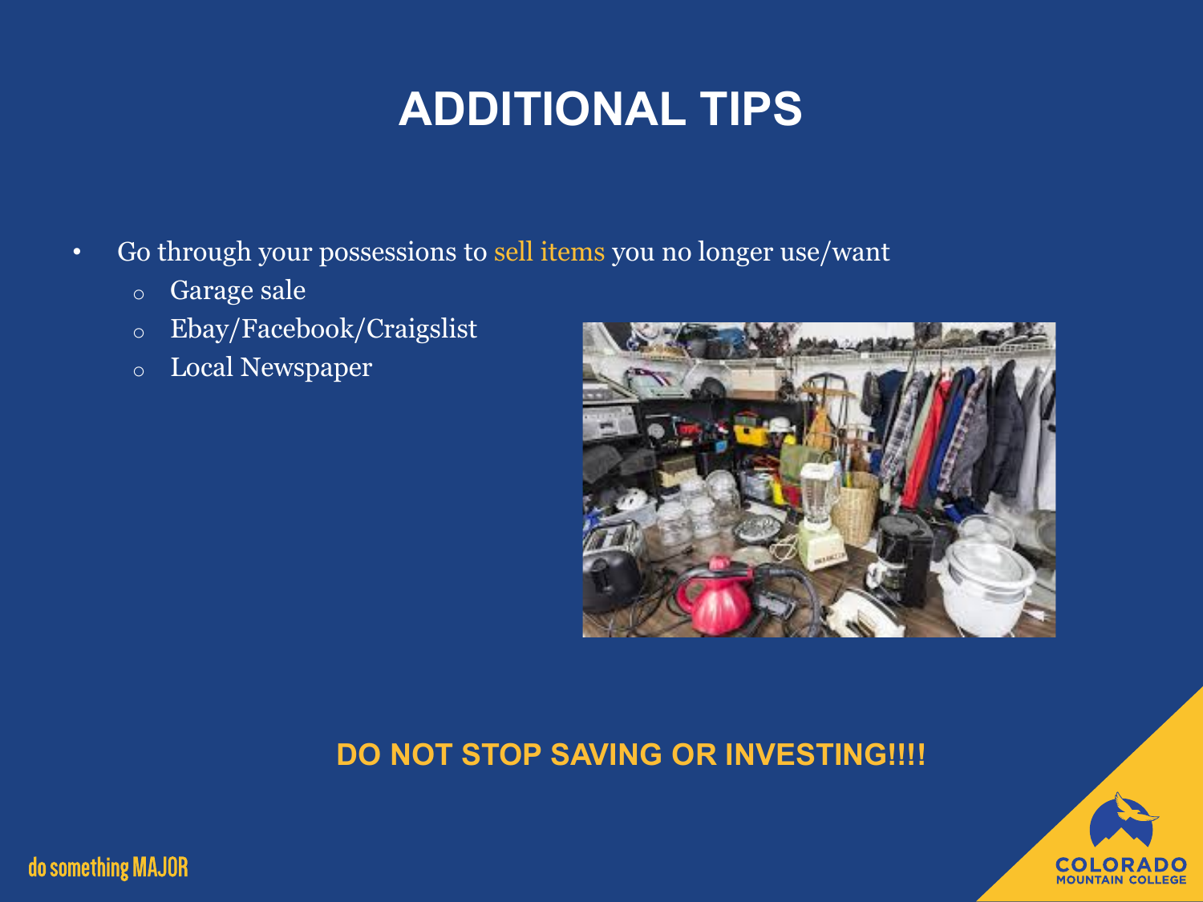# ADDITIONAL TIPS

- Go through your possessions to sell items you no longer use/want
  - Garage sale
  - Ebay/Facebook/Craigslist
  - Local Newspaper

**DO NOT STOP SAVING OR INVESTING!!!!**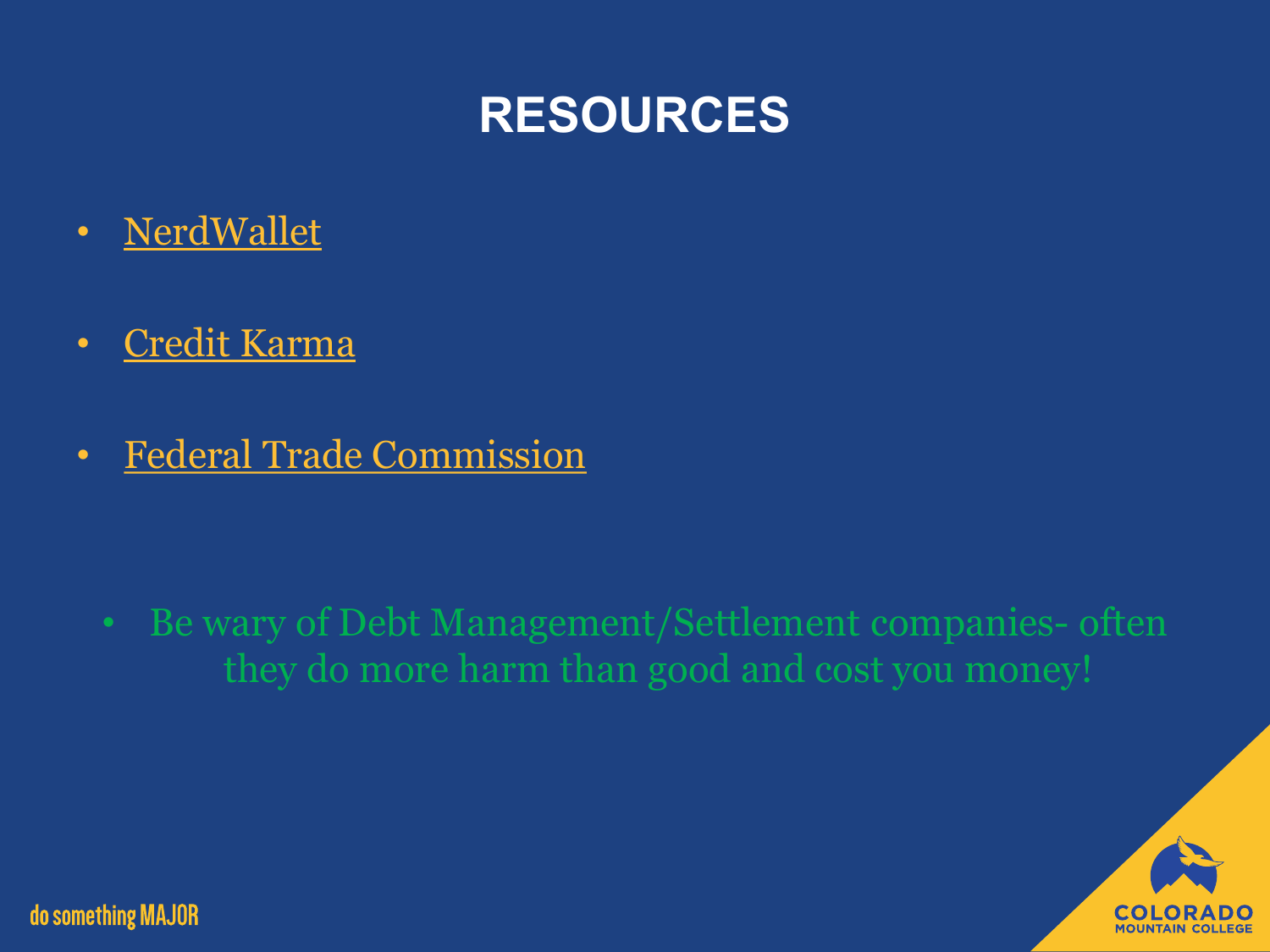# RESOURCES

- NerdWallet
- Credit Karma
- Federal Trade Commission

- Be wary of Debt Management/Settlement companies- often they do more harm than good and cost you money!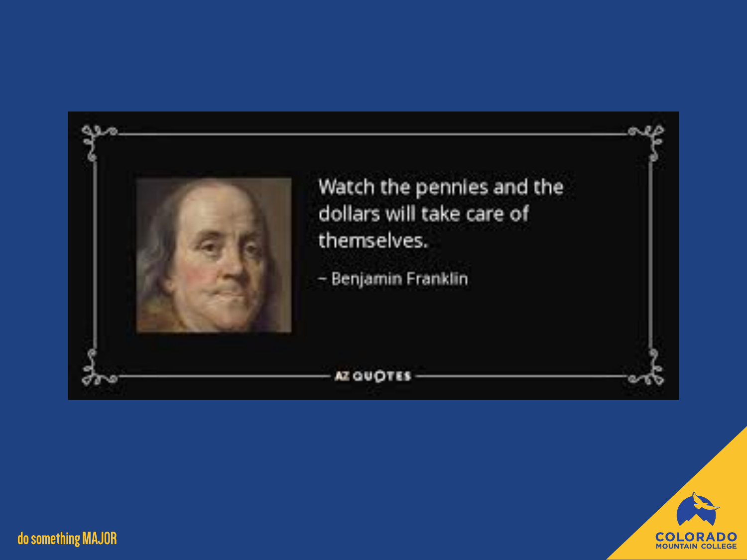Watch the pennies and the dollars will take care of themselves.

– Benjamin Franklin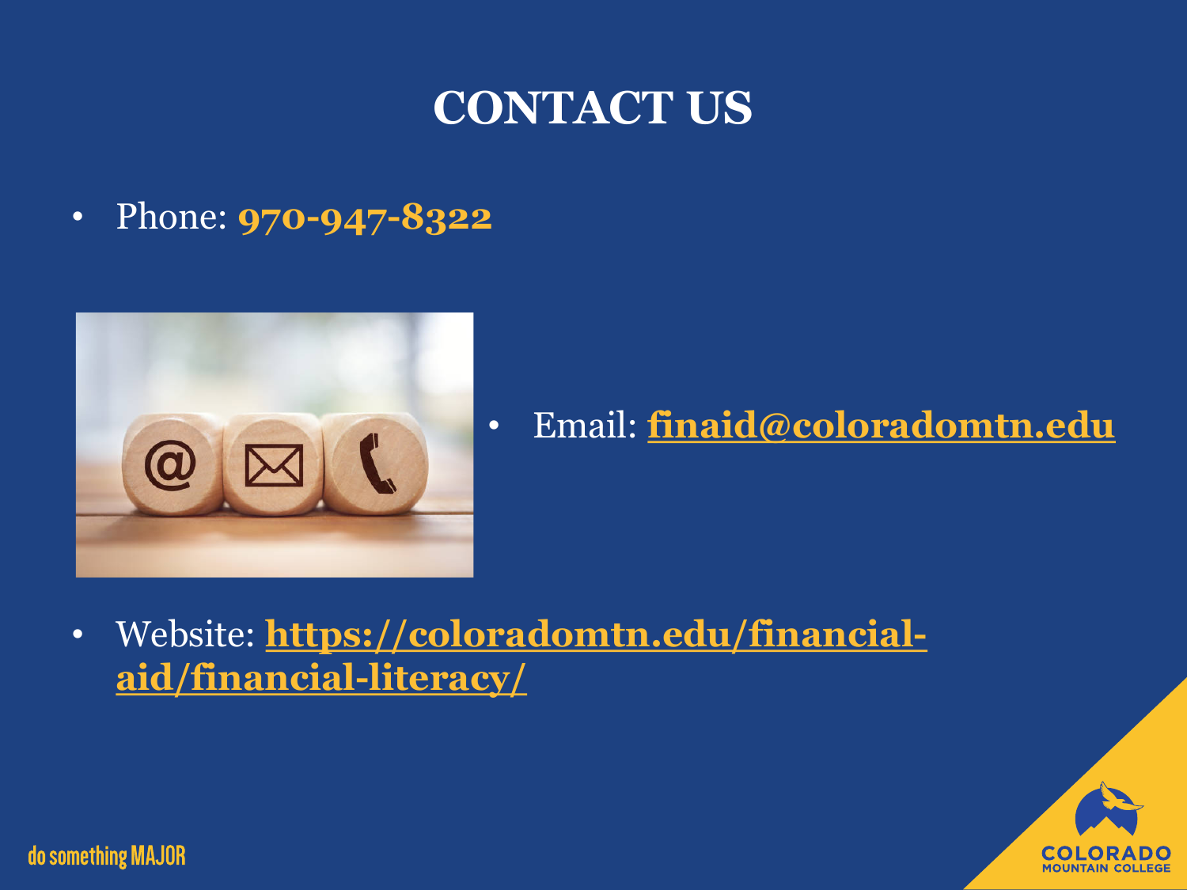# CONTACT US

- Phone: **970-947-8322**
- Email: **finaid@coloradomtn.edu**
- Website: **https://coloradomtn.edu/financial-aid/financial-literacy/**

do something MAJOR

COLORADO MOUNTAIN COLLEGE